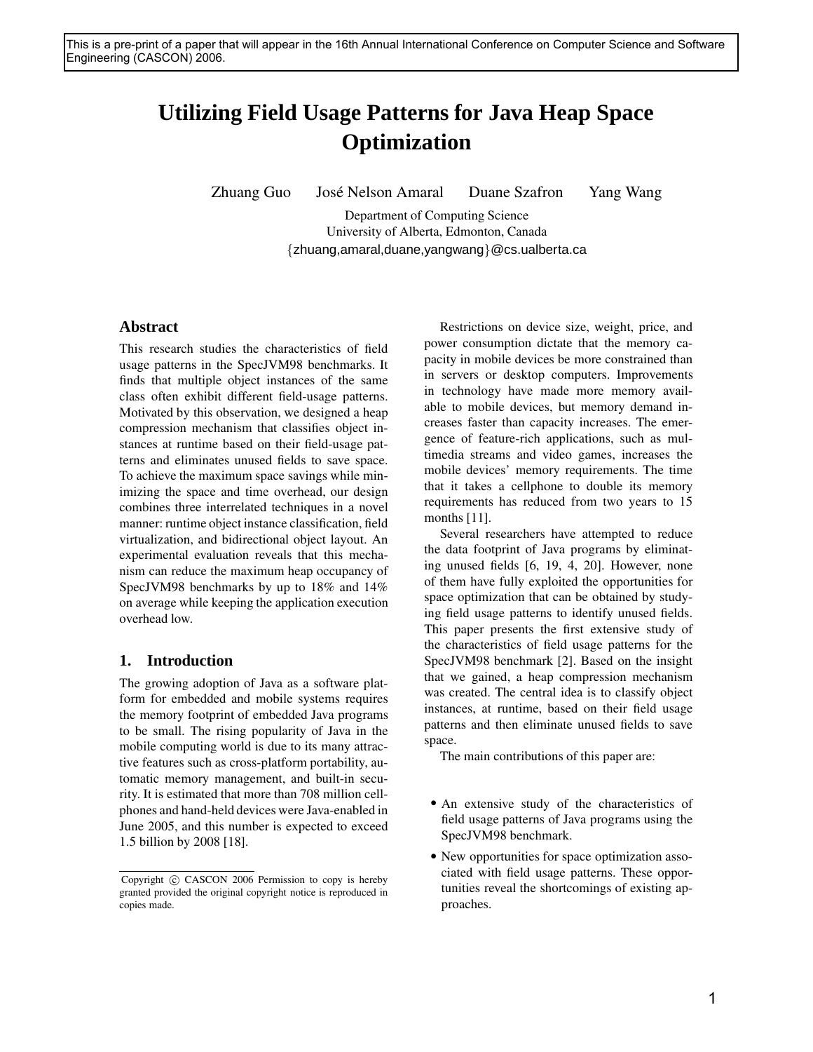This is a pre-print of a paper that will appear in the 16th Annual International Conference on Computer Science and Software Engineering (CASCON) 2006.

# Utilizing Field Usage Patterns for Java Heap Space Optimization

Zhuang Guo    José Nelson Amaral    Duane Szafron    Yang Wang

Department of Computing Science
University of Alberta, Edmonton, Canada
{zhuang,amaral,duane,yangwang}@cs.ualberta.ca

## Abstract

This research studies the characteristics of field usage patterns in the SpecJVM98 benchmarks. It finds that multiple object instances of the same class often exhibit different field-usage patterns. Motivated by this observation, we designed a heap compression mechanism that classifies object instances at runtime based on their field-usage patterns and eliminates unused fields to save space. To achieve the maximum space savings while minimizing the space and time overhead, our design combines three interrelated techniques in a novel manner: runtime object instance classification, field virtualization, and bidirectional object layout. An experimental evaluation reveals that this mechanism can reduce the maximum heap occupancy of SpecJVM98 benchmarks by up to 18% and 14% on average while keeping the application execution overhead low.

## 1. Introduction

The growing adoption of Java as a software platform for embedded and mobile systems requires the memory footprint of embedded Java programs to be small. The rising popularity of Java in the mobile computing world is due to its many attractive features such as cross-platform portability, automatic memory management, and built-in security. It is estimated that more than 708 million cellphones and hand-held devices were Java-enabled in June 2005, and this number is expected to exceed 1.5 billion by 2008 [18].

Restrictions on device size, weight, price, and power consumption dictate that the memory capacity in mobile devices be more constrained than in servers or desktop computers. Improvements in technology have made more memory available to mobile devices, but memory demand increases faster than capacity increases. The emergence of feature-rich applications, such as multimedia streams and video games, increases the mobile devices' memory requirements. The time that it takes a cellphone to double its memory requirements has reduced from two years to 15 months [11].

Several researchers have attempted to reduce the data footprint of Java programs by eliminating unused fields [6, 19, 4, 20]. However, none of them have fully exploited the opportunities for space optimization that can be obtained by studying field usage patterns to identify unused fields. This paper presents the first extensive study of the characteristics of field usage patterns for the SpecJVM98 benchmark [2]. Based on the insight that we gained, a heap compression mechanism was created. The central idea is to classify object instances, at runtime, based on their field usage patterns and then eliminate unused fields to save space.

The main contributions of this paper are:

- An extensive study of the characteristics of field usage patterns of Java programs using the SpecJVM98 benchmark.
- New opportunities for space optimization associated with field usage patterns. These opportunities reveal the shortcomings of existing approaches.

Copyright © CASCON 2006 Permission to copy is hereby granted provided the original copyright notice is reproduced in copies made.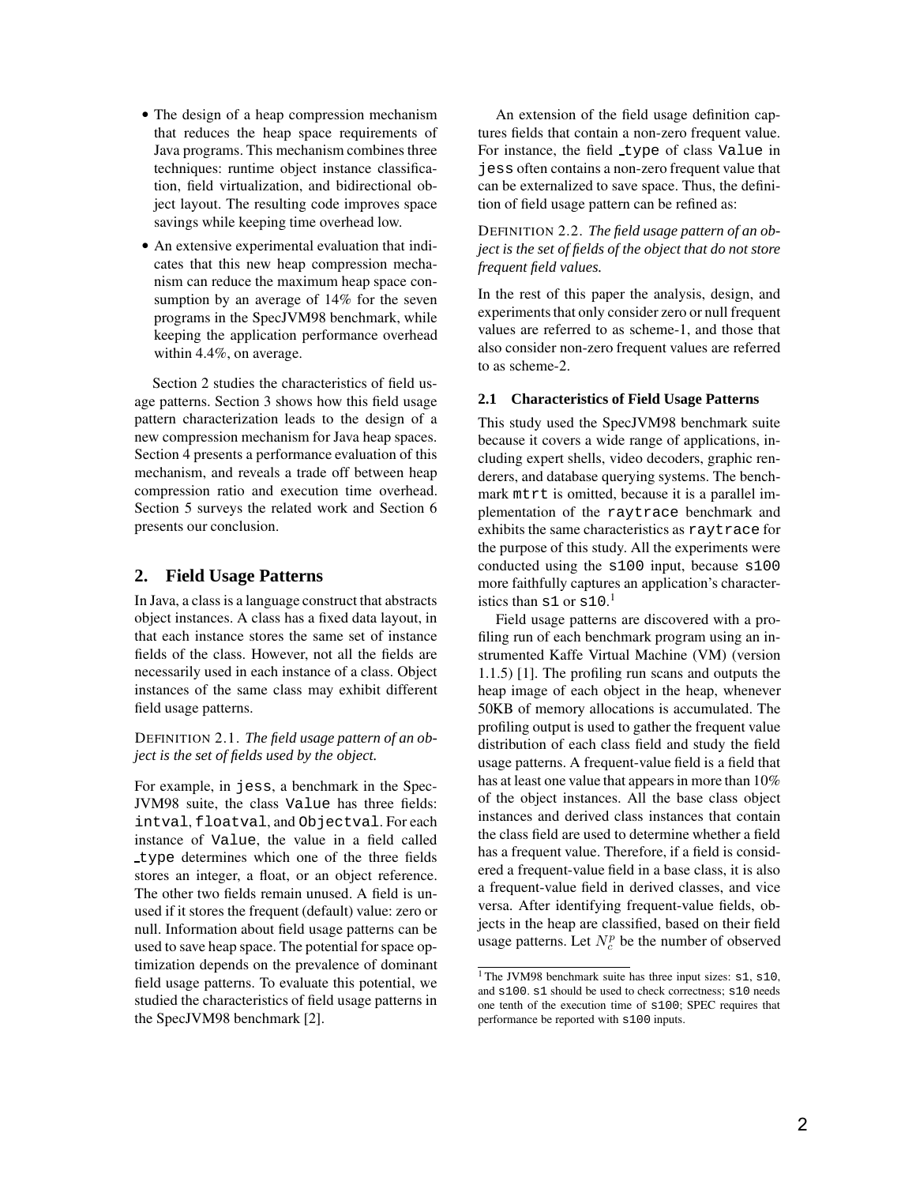- The design of a heap compression mechanism that reduces the heap space requirements of Java programs. This mechanism combines three techniques: runtime object instance classification, field virtualization, and bidirectional object layout. The resulting code improves space savings while keeping time overhead low.
- An extensive experimental evaluation that indicates that this new heap compression mechanism can reduce the maximum heap space consumption by an average of 14% for the seven programs in the SpecJVM98 benchmark, while keeping the application performance overhead within 4.4%, on average.

Section 2 studies the characteristics of field usage patterns. Section 3 shows how this field usage pattern characterization leads to the design of a new compression mechanism for Java heap spaces. Section 4 presents a performance evaluation of this mechanism, and reveals a trade off between heap compression ratio and execution time overhead. Section 5 surveys the related work and Section 6 presents our conclusion.

## 2. Field Usage Patterns

In Java, a class is a language construct that abstracts object instances. A class has a fixed data layout, in that each instance stores the same set of instance fields of the class. However, not all the fields are necessarily used in each instance of a class. Object instances of the same class may exhibit different field usage patterns.

DEFINITION 2.1. *The field usage pattern of an object is the set of fields used by the object.*

For example, in `jess`, a benchmark in the SpecJVM98 suite, the class `Value` has three fields: `intval`, `floatval`, and `Objectval`. For each instance of `Value`, the value in a field called `_type` determines which one of the three fields stores an integer, a float, or an object reference. The other two fields remain unused. A field is unused if it stores the frequent (default) value: zero or null. Information about field usage patterns can be used to save heap space. The potential for space optimization depends on the prevalence of dominant field usage patterns. To evaluate this potential, we studied the characteristics of field usage patterns in the SpecJVM98 benchmark [2].

An extension of the field usage definition captures fields that contain a non-zero frequent value. For instance, the field `_type` of class `Value` in `jess` often contains a non-zero frequent value that can be externalized to save space. Thus, the definition of field usage pattern can be refined as:

DEFINITION 2.2. *The field usage pattern of an object is the set of fields of the object that do not store frequent field values.*

In the rest of this paper the analysis, design, and experiments that only consider zero or null frequent values are referred to as scheme-1, and those that also consider non-zero frequent values are referred to as scheme-2.

### 2.1 Characteristics of Field Usage Patterns

This study used the SpecJVM98 benchmark suite because it covers a wide range of applications, including expert shells, video decoders, graphic renderers, and database querying systems. The benchmark `mtrt` is omitted, because it is a parallel implementation of the `raytrace` benchmark and exhibits the same characteristics as `raytrace` for the purpose of this study. All the experiments were conducted using the `s100` input, because `s100` more faithfully captures an application's characteristics than `s1` or `s10`.[1]

Field usage patterns are discovered with a profiling run of each benchmark program using an instrumented Kaffe Virtual Machine (VM) (version 1.1.5) [1]. The profiling run scans and outputs the heap image of each object in the heap, whenever 50KB of memory allocations is accumulated. The profiling output is used to gather the frequent value distribution of each class field and study the field usage patterns. A frequent-value field is a field that has at least one value that appears in more than 10% of the object instances. All the base class object instances and derived class instances that contain the class field are used to determine whether a field has a frequent value. Therefore, if a field is considered a frequent-value field in a base class, it is also a frequent-value field in derived classes, and vice versa. After identifying frequent-value fields, objects in the heap are classified, based on their field usage patterns. Let $N_c^p$ be the number of observed

[1] The JVM98 benchmark suite has three input sizes: `s1`, `s10`, and `s100`. `s1` should be used to check correctness; `s10` needs one tenth of the execution time of `s100`; SPEC requires that performance be reported with `s100` inputs.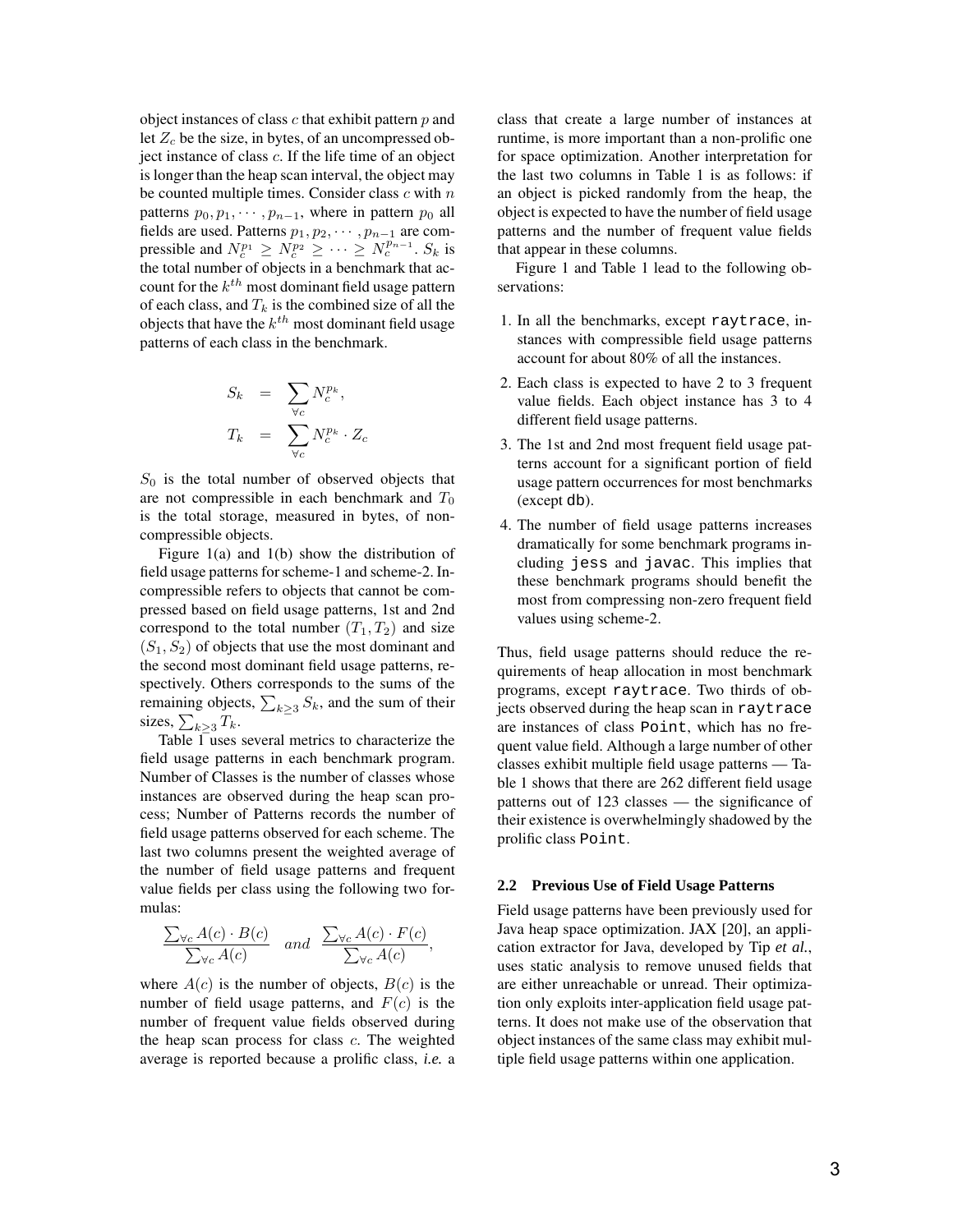object instances of class $c$ that exhibit pattern $p$ and let $Z_c$ be the size, in bytes, of an uncompressed object instance of class $c$. If the life time of an object is longer than the heap scan interval, the object may be counted multiple times. Consider class $c$ with $n$ patterns $p_0, p_1, \cdots, p_{n-1}$, where in pattern $p_0$ all fields are used. Patterns $p_1, p_2, \cdots, p_{n-1}$ are compressible and $N_c^{p_1} \geq N_c^{p_2} \geq \cdots \geq N_c^{p_{n-1}}$. $S_k$ is the total number of objects in a benchmark that account for the $k^{th}$ most dominant field usage pattern of each class, and $T_k$ is the combined size of all the objects that have the $k^{th}$ most dominant field usage patterns of each class in the benchmark.

$$
\begin{aligned}
S_k &= \sum_{\forall c} N_c^{p_k}, \\
T_k &= \sum_{\forall c} N_c^{p_k} \cdot Z_c
\end{aligned}
$$

$S_0$ is the total number of observed objects that are not compressible in each benchmark and $T_0$ is the total storage, measured in bytes, of non-compressible objects.

Figure 1(a) and 1(b) show the distribution of field usage patterns for scheme-1 and scheme-2. Incompressible refers to objects that cannot be compressed based on field usage patterns, 1st and 2nd correspond to the total number $(T_1, T_2)$ and size $(S_1, S_2)$ of objects that use the most dominant and the second most dominant field usage patterns, respectively. Others corresponds to the sums of the remaining objects, $\sum_{k \geq 3} S_k$, and the sum of their sizes, $\sum_{k \geq 3} T_k$.

Table 1 uses several metrics to characterize the field usage patterns in each benchmark program. Number of Classes is the number of classes whose instances are observed during the heap scan process; Number of Patterns records the number of field usage patterns observed for each scheme. The last two columns present the weighted average of the number of field usage patterns and frequent value fields per class using the following two formulas:

$$
\frac{\sum_{\forall c} A(c) \cdot B(c)}{\sum_{\forall c} A(c)} \quad and \quad \frac{\sum_{\forall c} A(c) \cdot F(c)}{\sum_{\forall c} A(c)},
$$

where $A(c)$ is the number of objects, $B(c)$ is the number of field usage patterns, and $F(c)$ is the number of frequent value fields observed during the heap scan process for class $c$. The weighted average is reported because a prolific class, *i.e.* a class that create a large number of instances at runtime, is more important than a non-prolific one for space optimization. Another interpretation for the last two columns in Table 1 is as follows: if an object is picked randomly from the heap, the object is expected to have the number of field usage patterns and the number of frequent value fields that appear in these columns.

Figure 1 and Table 1 lead to the following observations:

1. In all the benchmarks, except `raytrace`, instances with compressible field usage patterns account for about 80% of all the instances.
2. Each class is expected to have 2 to 3 frequent value fields. Each object instance has 3 to 4 different field usage patterns.
3. The 1st and 2nd most frequent field usage patterns account for a significant portion of field usage pattern occurrences for most benchmarks (except `db`).
4. The number of field usage patterns increases dramatically for some benchmark programs including `jess` and `javac`. This implies that these benchmark programs should benefit the most from compressing non-zero frequent field values using scheme-2.

Thus, field usage patterns should reduce the requirements of heap allocation in most benchmark programs, except `raytrace`. Two thirds of objects observed during the heap scan in `raytrace` are instances of class `Point`, which has no frequent value field. Although a large number of other classes exhibit multiple field usage patterns — Table 1 shows that there are 262 different field usage patterns out of 123 classes — the significance of their existence is overwhelmingly shadowed by the prolific class `Point`.

### 2.2 Previous Use of Field Usage Patterns

Field usage patterns have been previously used for Java heap space optimization. JAX [20], an application extractor for Java, developed by Tip *et al.*, uses static analysis to remove unused fields that are either unreachable or unread. Their optimization only exploits inter-application field usage patterns. It does not make use of the observation that object instances of the same class may exhibit multiple field usage patterns within one application.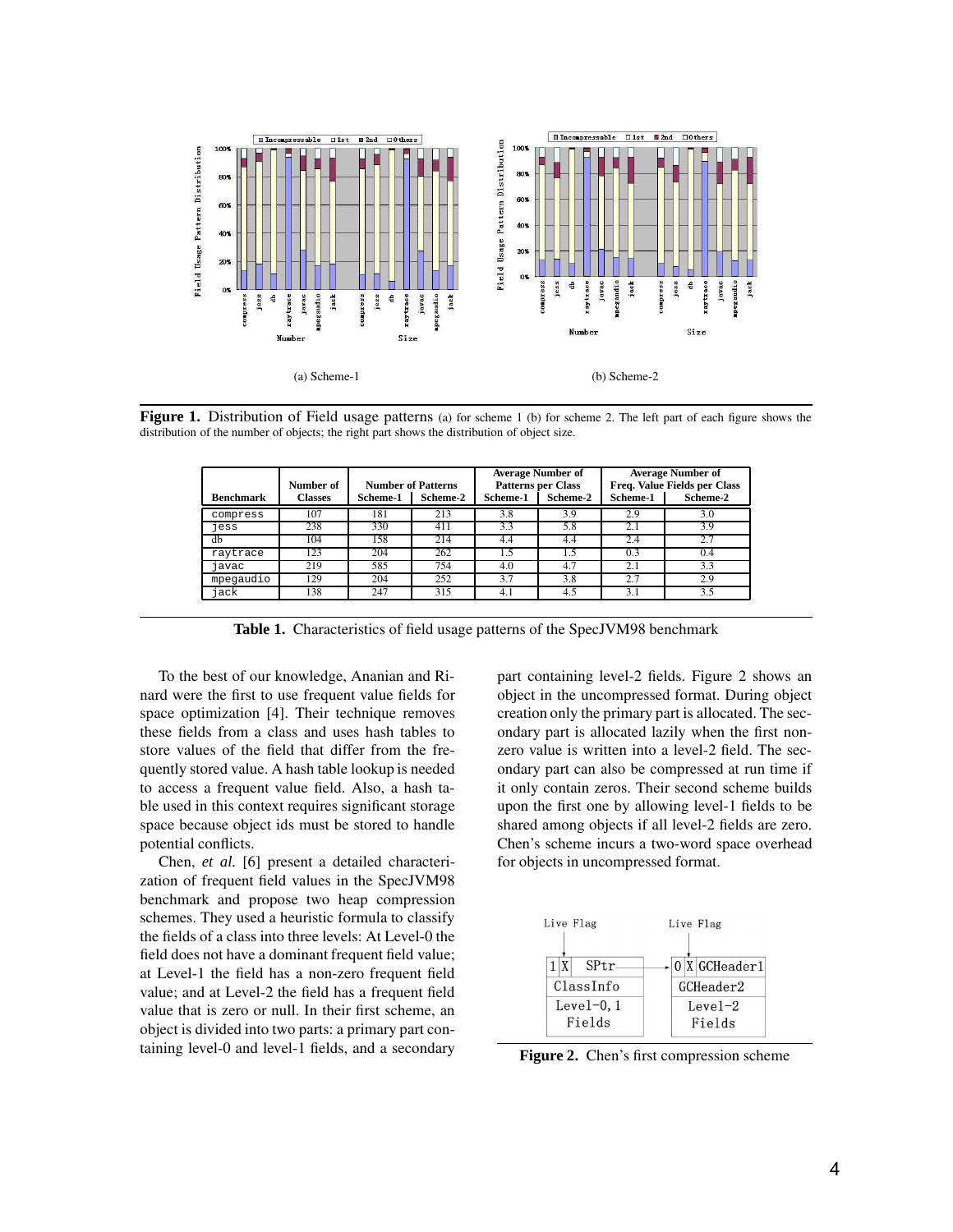(a) Scheme-1

(b) Scheme-2

**Figure 1.** Distribution of Field usage patterns (a) for scheme 1 (b) for scheme 2. The left part of each figure shows the distribution of the number of objects; the right part shows the distribution of object size.

| Benchmark | Number of Classes | Number of Patterns | | Average Number of Patterns per Class | | Average Number of Freq. Value Fields per Class | |
|---|---|---|---|---|---|---|---|
| | | Scheme-1 | Scheme-2 | Scheme-1 | Scheme-2 | Scheme-1 | Scheme-2 |
| compress | 107 | 181 | 213 | 3.8 | 3.9 | 2.9 | 3.0 |
| jess | 238 | 330 | 411 | 3.3 | 5.8 | 2.1 | 3.9 |
| db | 104 | 158 | 214 | 4.4 | 4.4 | 2.4 | 2.7 |
| raytrace | 123 | 204 | 262 | 1.5 | 1.5 | 0.3 | 0.4 |
| javac | 219 | 585 | 754 | 4.0 | 4.7 | 2.1 | 3.3 |
| mpegaudio | 129 | 204 | 252 | 3.7 | 3.8 | 2.7 | 2.9 |
| jack | 138 | 247 | 315 | 4.1 | 4.5 | 3.1 | 3.5 |

**Table 1.** Characteristics of field usage patterns of the SpecJVM98 benchmark

To the best of our knowledge, Ananian and Rinard were the first to use frequent value fields for space optimization [4]. Their technique removes these fields from a class and uses hash tables to store values of the field that differ from the frequently stored value. A hash table lookup is needed to access a frequent value field. Also, a hash table used in this context requires significant storage space because object ids must be stored to handle potential conflicts.

Chen, *et al.* [6] present a detailed characterization of frequent field values in the SpecJVM98 benchmark and propose two heap compression schemes. They used a heuristic formula to classify the fields of a class into three levels: At Level-0 the field does not have a dominant frequent field value; at Level-1 the field has a non-zero frequent field value; and at Level-2 the field has a frequent field value that is zero or null. In their first scheme, an object is divided into two parts: a primary part containing level-0 and level-1 fields, and a secondary part containing level-2 fields. Figure 2 shows an object in the uncompressed format. During object creation only the primary part is allocated. The secondary part is allocated lazily when the first non-zero value is written into a level-2 field. The secondary part can also be compressed at run time if it only contain zeros. Their second scheme builds upon the first one by allowing level-1 fields to be shared among objects if all level-2 fields are zero. Chen's scheme incurs a two-word space overhead for objects in uncompressed format.

**Figure 2.** Chen's first compression scheme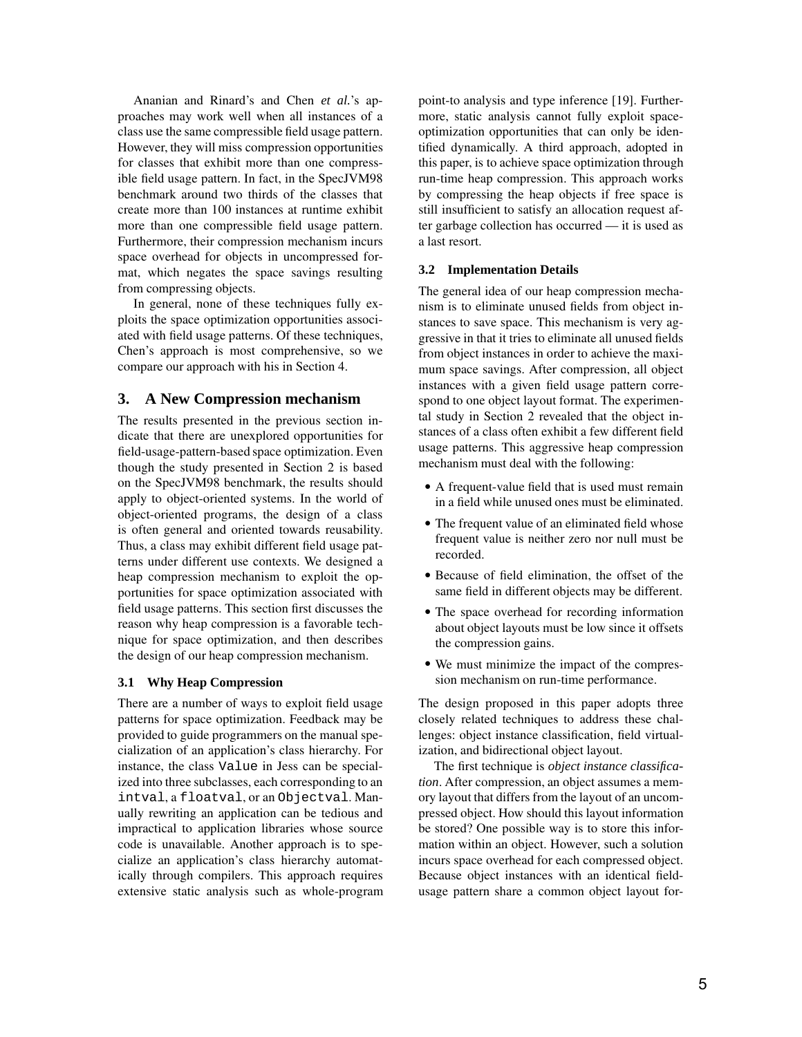Ananian and Rinard's and Chen *et al.*'s approaches may work well when all instances of a class use the same compressible field usage pattern. However, they will miss compression opportunities for classes that exhibit more than one compressible field usage pattern. In fact, in the SpecJVM98 benchmark around two thirds of the classes that create more than 100 instances at runtime exhibit more than one compressible field usage pattern. Furthermore, their compression mechanism incurs space overhead for objects in uncompressed format, which negates the space savings resulting from compressing objects.

In general, none of these techniques fully exploits the space optimization opportunities associated with field usage patterns. Of these techniques, Chen's approach is most comprehensive, so we compare our approach with his in Section 4.

## 3. A New Compression mechanism

The results presented in the previous section indicate that there are unexplored opportunities for field-usage-pattern-based space optimization. Even though the study presented in Section 2 is based on the SpecJVM98 benchmark, the results should apply to object-oriented systems. In the world of object-oriented programs, the design of a class is often general and oriented towards reusability. Thus, a class may exhibit different field usage patterns under different use contexts. We designed a heap compression mechanism to exploit the opportunities for space optimization associated with field usage patterns. This section first discusses the reason why heap compression is a favorable technique for space optimization, and then describes the design of our heap compression mechanism.

### 3.1 Why Heap Compression

There are a number of ways to exploit field usage patterns for space optimization. Feedback may be provided to guide programmers on the manual specialization of an application's class hierarchy. For instance, the class `Value` in Jess can be specialized into three subclasses, each corresponding to an `intval`, a `floatval`, or an `Objectval`. Manually rewriting an application can be tedious and impractical to application libraries whose source code is unavailable. Another approach is to specialize an application's class hierarchy automatically through compilers. This approach requires extensive static analysis such as whole-program point-to analysis and type inference [19]. Furthermore, static analysis cannot fully exploit space-optimization opportunities that can only be identified dynamically. A third approach, adopted in this paper, is to achieve space optimization through run-time heap compression. This approach works by compressing the heap objects if free space is still insufficient to satisfy an allocation request after garbage collection has occurred — it is used as a last resort.

### 3.2 Implementation Details

The general idea of our heap compression mechanism is to eliminate unused fields from object instances to save space. This mechanism is very aggressive in that it tries to eliminate all unused fields from object instances in order to achieve the maximum space savings. After compression, all object instances with a given field usage pattern correspond to one object layout format. The experimental study in Section 2 revealed that the object instances of a class often exhibit a few different field usage patterns. This aggressive heap compression mechanism must deal with the following:

- A frequent-value field that is used must remain in a field while unused ones must be eliminated.
- The frequent value of an eliminated field whose frequent value is neither zero nor null must be recorded.
- Because of field elimination, the offset of the same field in different objects may be different.
- The space overhead for recording information about object layouts must be low since it offsets the compression gains.
- We must minimize the impact of the compression mechanism on run-time performance.

The design proposed in this paper adopts three closely related techniques to address these challenges: object instance classification, field virtualization, and bidirectional object layout.

The first technique is *object instance classification*. After compression, an object assumes a memory layout that differs from the layout of an uncompressed object. How should this layout information be stored? One possible way is to store this information within an object. However, such a solution incurs space overhead for each compressed object. Because object instances with an identical field-usage pattern share a common object layout for-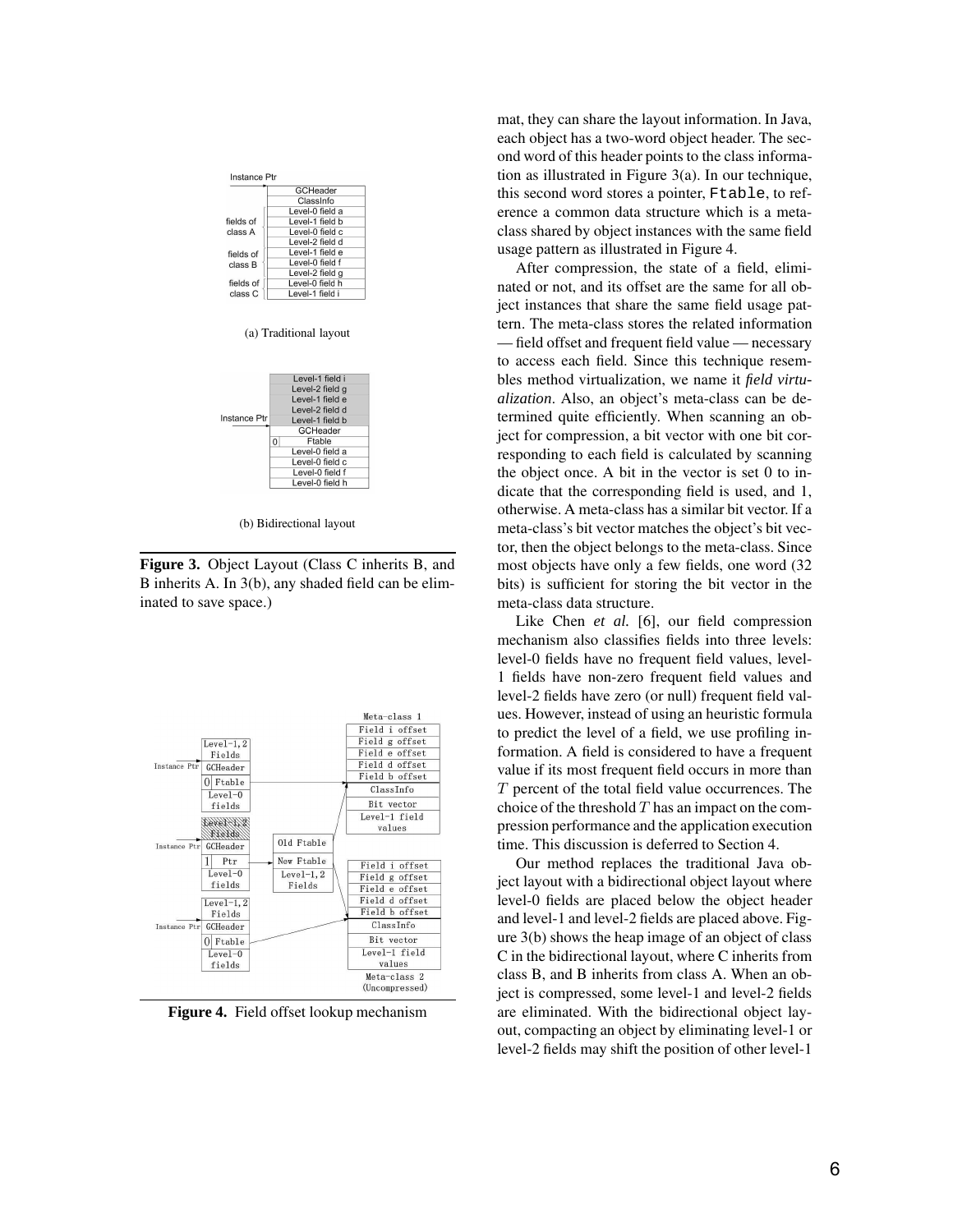(a) Traditional layout

(b) Bidirectional layout

**Figure 3.** Object Layout (Class C inherits B, and B inherits A. In 3(b), any shaded field can be eliminated to save space.)

**Figure 4.** Field offset lookup mechanism

mat, they can share the layout information. In Java, each object has a two-word object header. The second word of this header points to the class information as illustrated in Figure 3(a). In our technique, this second word stores a pointer, `Ftable`, to reference a common data structure which is a meta-class shared by object instances with the same field usage pattern as illustrated in Figure 4.

After compression, the state of a field, eliminated or not, and its offset are the same for all object instances that share the same field usage pattern. The meta-class stores the related information — field offset and frequent field value — necessary to access each field. Since this technique resembles method virtualization, we name it *field virtualization*. Also, an object's meta-class can be determined quite efficiently. When scanning an object for compression, a bit vector with one bit corresponding to each field is calculated by scanning the object once. A bit in the vector is set 0 to indicate that the corresponding field is used, and 1, otherwise. A meta-class has a similar bit vector. If a meta-class's bit vector matches the object's bit vector, then the object belongs to the meta-class. Since most objects have only a few fields, one word (32 bits) is sufficient for storing the bit vector in the meta-class data structure.

Like Chen *et al.* [6], our field compression mechanism also classifies fields into three levels: level-0 fields have no frequent field values, level-1 fields have non-zero frequent field values and level-2 fields have zero (or null) frequent field values. However, instead of using an heuristic formula to predict the level of a field, we use profiling information. A field is considered to have a frequent value if its most frequent field occurs in more than $T$ percent of the total field value occurrences. The choice of the threshold $T$ has an impact on the compression performance and the application execution time. This discussion is deferred to Section 4.

Our method replaces the traditional Java object layout with a bidirectional object layout where level-0 fields are placed below the object header and level-1 and level-2 fields are placed above. Figure 3(b) shows the heap image of an object of class C in the bidirectional layout, where C inherits from class B, and B inherits from class A. When an object is compressed, some level-1 and level-2 fields are eliminated. With the bidirectional object layout, compacting an object by eliminating level-1 or level-2 fields may shift the position of other level-1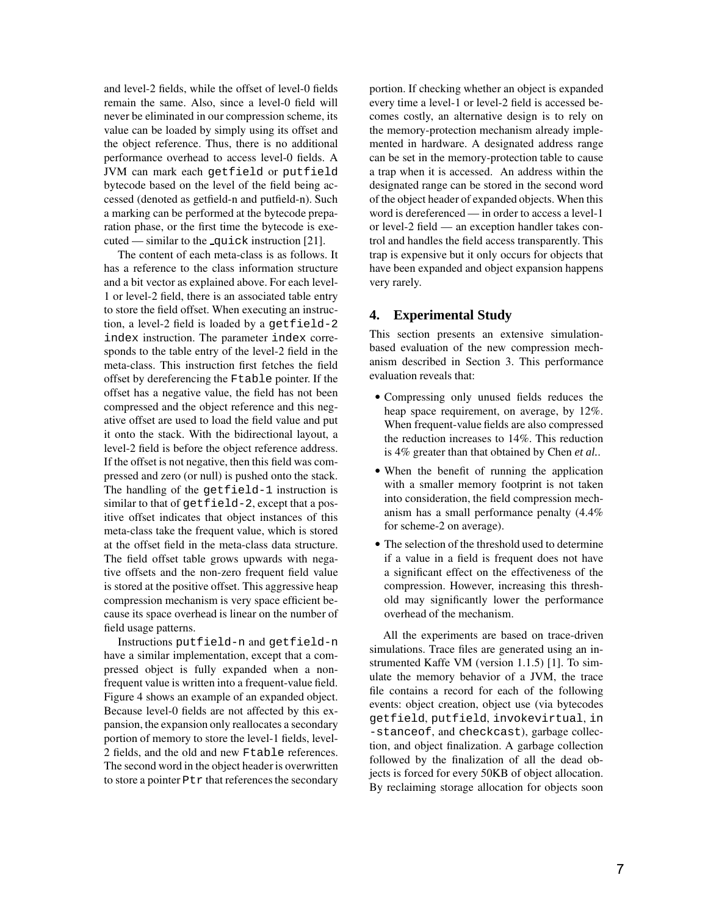and level-2 fields, while the offset of level-0 fields remain the same. Also, since a level-0 field will never be eliminated in our compression scheme, its value can be loaded by simply using its offset and the object reference. Thus, there is no additional performance overhead to access level-0 fields. A JVM can mark each `getfield` or `putfield` bytecode based on the level of the field being accessed (denoted as getfield-n and putfield-n). Such a marking can be performed at the bytecode preparation phase, or the first time the bytecode is executed — similar to the `_quick` instruction [21].

The content of each meta-class is as follows. It has a reference to the class information structure and a bit vector as explained above. For each level-1 or level-2 field, there is an associated table entry to store the field offset. When executing an instruction, a level-2 field is loaded by a `getfield-2 index` instruction. The parameter `index` corresponds to the table entry of the level-2 field in the meta-class. This instruction first fetches the field offset by dereferencing the `Ftable` pointer. If the offset has a negative value, the field has not been compressed and the object reference and this negative offset are used to load the field value and put it onto the stack. With the bidirectional layout, a level-2 field is before the object reference address. If the offset is not negative, then this field was compressed and zero (or null) is pushed onto the stack. The handling of the `getfield-1` instruction is similar to that of `getfield-2`, except that a positive offset indicates that object instances of this meta-class take the frequent value, which is stored at the offset field in the meta-class data structure. The field offset table grows upwards with negative offsets and the non-zero frequent field value is stored at the positive offset. This aggressive heap compression mechanism is very space efficient because its space overhead is linear on the number of field usage patterns.

Instructions `putfield-n` and `getfield-n` have a similar implementation, except that a compressed object is fully expanded when a non-frequent value is written into a frequent-value field. Figure 4 shows an example of an expanded object. Because level-0 fields are not affected by this expansion, the expansion only reallocates a secondary portion of memory to store the level-1 fields, level-2 fields, and the old and new `Ftable` references. The second word in the object header is overwritten to store a pointer `Ptr` that references the secondary portion. If checking whether an object is expanded every time a level-1 or level-2 field is accessed becomes costly, an alternative design is to rely on the memory-protection mechanism already implemented in hardware. A designated address range can be set in the memory-protection table to cause a trap when it is accessed. An address within the designated range can be stored in the second word of the object header of expanded objects. When this word is dereferenced — in order to access a level-1 or level-2 field — an exception handler takes control and handles the field access transparently. This trap is expensive but it only occurs for objects that have been expanded and object expansion happens very rarely.

## 4. Experimental Study

This section presents an extensive simulation-based evaluation of the new compression mechanism described in Section 3. This performance evaluation reveals that:

- Compressing only unused fields reduces the heap space requirement, on average, by 12%. When frequent-value fields are also compressed the reduction increases to 14%. This reduction is 4% greater than that obtained by Chen *et al.*.
- When the benefit of running the application with a smaller memory footprint is not taken into consideration, the field compression mechanism has a small performance penalty (4.4% for scheme-2 on average).
- The selection of the threshold used to determine if a value in a field is frequent does not have a significant effect on the effectiveness of the compression. However, increasing this threshold may significantly lower the performance overhead of the mechanism.

All the experiments are based on trace-driven simulations. Trace files are generated using an instrumented Kaffe VM (version 1.1.5) [1]. To simulate the memory behavior of a JVM, the trace file contains a record for each of the following events: object creation, object use (via bytecodes `getfield`, `putfield`, `invokevirtual`, `instanceof`, and `checkcast`), garbage collection, and object finalization. A garbage collection followed by the finalization of all the dead objects is forced for every 50KB of object allocation. By reclaiming storage allocation for objects soon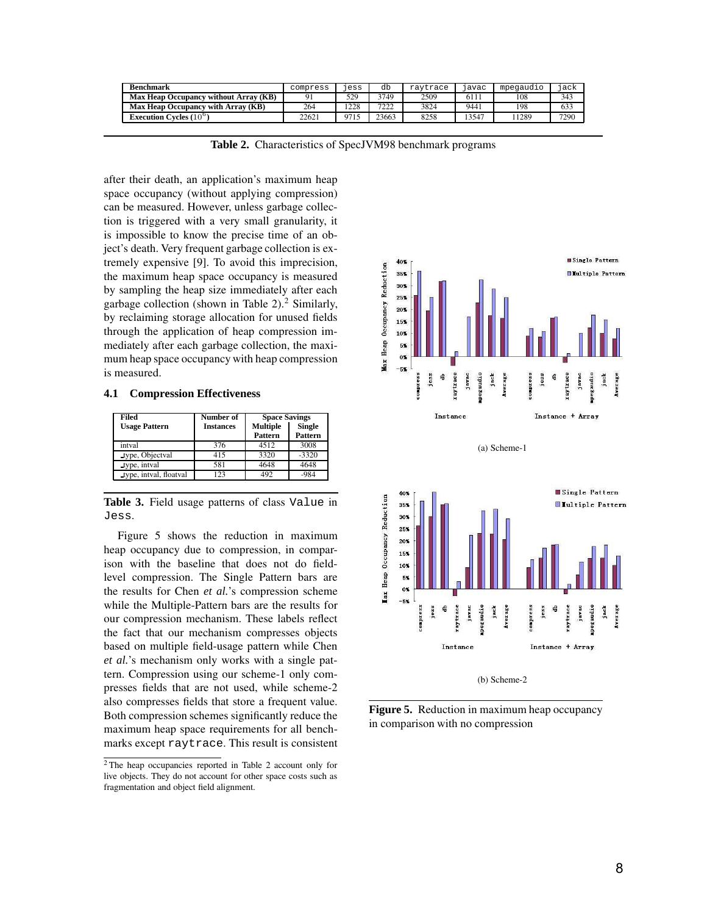| Benchmark | compress | jess | db | raytrace | javac | mpegaudio | jack |
|---|---|---|---|---|---|---|---|
| Max Heap Occupancy without Array (KB) | 91 | 529 | 3749 | 2509 | 6111 | 108 | 343 |
| Max Heap Occupancy with Array (KB) | 264 | 1228 | 7222 | 3824 | 9441 | 198 | 633 |
| Execution Cycles ($10^6$) | 22621 | 9715 | 23663 | 8258 | 13547 | 11289 | 7290 |

**Table 2.** Characteristics of SpecJVM98 benchmark programs

after their death, an application's maximum heap space occupancy (without applying compression) can be measured. However, unless garbage collection is triggered with a very small granularity, it is impossible to know the precise time of an object's death. Very frequent garbage collection is extremely expensive [9]. To avoid this imprecision, the maximum heap space occupancy is measured by sampling the heap size immediately after each garbage collection (shown in Table 2).[2] Similarly, by reclaiming storage allocation for unused fields through the application of heap compression immediately after each garbage collection, the maximum heap space occupancy with heap compression is measured.

### 4.1 Compression Effectiveness

| Filed Usage Pattern | Number of Instances | Space Savings | |
|---|---|---|---|
| | | Multiple Pattern | Single Pattern |
| intval | 376 | 4512 | 3008 |
| _type, Objectval | 415 | 3320 | -3320 |
| _type, intval | 581 | 4648 | 4648 |
| _type, intval, floatval | 123 | 492 | -984 |

**Table 3.** Field usage patterns of class Value in Jess.

Figure 5 shows the reduction in maximum heap occupancy due to compression, in comparison with the baseline that does not do field-level compression. The Single Pattern bars are the results for Chen *et al.*'s compression scheme while the Multiple-Pattern bars are the results for our compression mechanism. These labels reflect the fact that our mechanism compresses objects based on multiple field-usage pattern while Chen *et al.*'s mechanism only works with a single pattern. Compression using our scheme-1 only compresses fields that are not used, while scheme-2 also compresses fields that store a frequent value. Both compression schemes significantly reduce the maximum heap space requirements for all benchmarks except raytrace. This result is consistent

(a) Scheme-1

(b) Scheme-2

**Figure 5.** Reduction in maximum heap occupancy in comparison with no compression

[2] The heap occupancies reported in Table 2 account only for live objects. They do not account for other space costs such as fragmentation and object field alignment.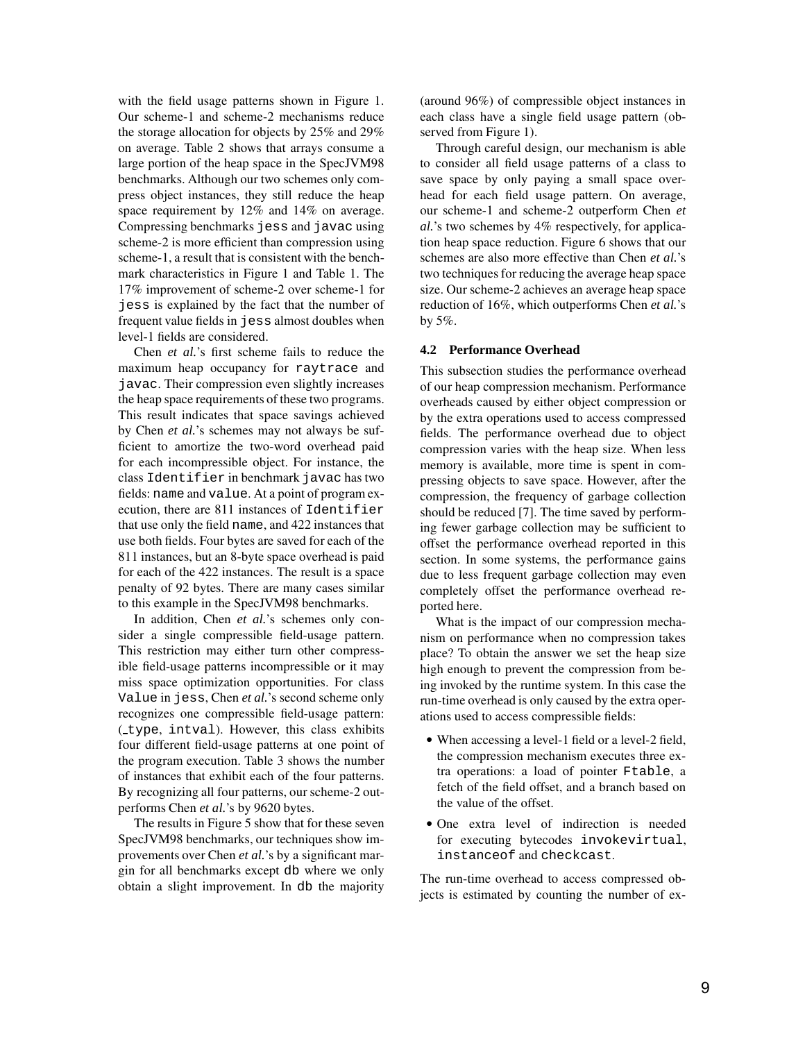with the field usage patterns shown in Figure 1. Our scheme-1 and scheme-2 mechanisms reduce the storage allocation for objects by 25% and 29% on average. Table 2 shows that arrays consume a large portion of the heap space in the SpecJVM98 benchmarks. Although our two schemes only compress object instances, they still reduce the heap space requirement by 12% and 14% on average. Compressing benchmarks `jess` and `javac` using scheme-2 is more efficient than compression using scheme-1, a result that is consistent with the benchmark characteristics in Figure 1 and Table 1. The 17% improvement of scheme-2 over scheme-1 for `jess` is explained by the fact that the number of frequent value fields in `jess` almost doubles when level-1 fields are considered.

Chen *et al.*'s first scheme fails to reduce the maximum heap occupancy for `raytrace` and `javac`. Their compression even slightly increases the heap space requirements of these two programs. This result indicates that space savings achieved by Chen *et al.*'s schemes may not always be sufficient to amortize the two-word overhead paid for each incompressible object. For instance, the class `Identifier` in benchmark `javac` has two fields: `name` and `value`. At a point of program execution, there are 811 instances of `Identifier` that use only the field `name`, and 422 instances that use both fields. Four bytes are saved for each of the 811 instances, but an 8-byte space overhead is paid for each of the 422 instances. The result is a space penalty of 92 bytes. There are many cases similar to this example in the SpecJVM98 benchmarks.

In addition, Chen *et al.*'s schemes only consider a single compressible field-usage pattern. This restriction may either turn other compressible field-usage patterns incompressible or it may miss space optimization opportunities. For class `Value` in `jess`, Chen *et al.*'s second scheme only recognizes one compressible field-usage pattern: (`_type`, `intval`). However, this class exhibits four different field-usage patterns at one point of the program execution. Table 3 shows the number of instances that exhibit each of the four patterns. By recognizing all four patterns, our scheme-2 outperforms Chen *et al.*'s by 9620 bytes.

The results in Figure 5 show that for these seven SpecJVM98 benchmarks, our techniques show improvements over Chen *et al.*'s by a significant margin for all benchmarks except `db` where we only obtain a slight improvement. In `db` the majority (around 96%) of compressible object instances in each class have a single field usage pattern (observed from Figure 1).

Through careful design, our mechanism is able to consider all field usage patterns of a class to save space by only paying a small space overhead for each field usage pattern. On average, our scheme-1 and scheme-2 outperform Chen *et al.*'s two schemes by 4% respectively, for application heap space reduction. Figure 6 shows that our schemes are also more effective than Chen *et al.*'s two techniques for reducing the average heap space size. Our scheme-2 achieves an average heap space reduction of 16%, which outperforms Chen *et al.*'s by 5%.

### 4.2 Performance Overhead

This subsection studies the performance overhead of our heap compression mechanism. Performance overheads caused by either object compression or by the extra operations used to access compressed fields. The performance overhead due to object compression varies with the heap size. When less memory is available, more time is spent in compressing objects to save space. However, after the compression, the frequency of garbage collection should be reduced [7]. The time saved by performing fewer garbage collection may be sufficient to offset the performance overhead reported in this section. In some systems, the performance gains due to less frequent garbage collection may even completely offset the performance overhead reported here.

What is the impact of our compression mechanism on performance when no compression takes place? To obtain the answer we set the heap size high enough to prevent the compression from being invoked by the runtime system. In this case the run-time overhead is only caused by the extra operations used to access compressible fields:

- When accessing a level-1 field or a level-2 field, the compression mechanism executes three extra operations: a load of pointer `Ftable`, a fetch of the field offset, and a branch based on the value of the offset.
- One extra level of indirection is needed for executing bytecodes `invokevirtual`, `instanceof` and `checkcast`.

The run-time overhead to access compressed objects is estimated by counting the number of ex-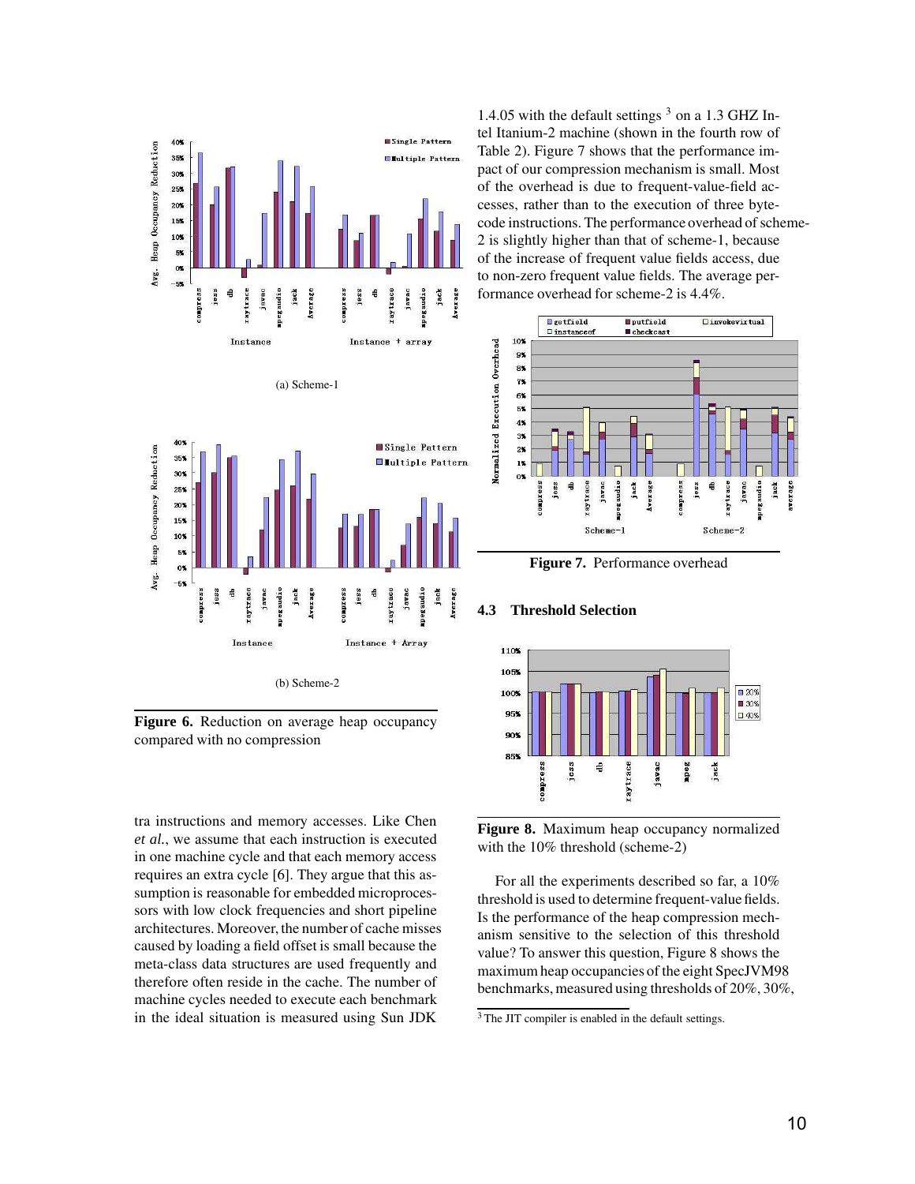**Figure 6.** Reduction on average heap occupancy compared with no compression

(a) Scheme-1

(b) Scheme-2

tra instructions and memory accesses. Like Chen *et al.*, we assume that each instruction is executed in one machine cycle and that each memory access requires an extra cycle [6]. They argue that this assumption is reasonable for embedded microprocessors with low clock frequencies and short pipeline architectures. Moreover, the number of cache misses caused by loading a field offset is small because the meta-class data structures are used frequently and therefore often reside in the cache. The number of machine cycles needed to execute each benchmark in the ideal situation is measured using Sun JDK 1.4.05 with the default settings [3] on a 1.3 GHZ Intel Itanium-2 machine (shown in the fourth row of Table 2). Figure 7 shows that the performance impact of our compression mechanism is small. Most of the overhead is due to frequent-value-field accesses, rather than to the execution of three bytecode instructions. The performance overhead of scheme-2 is slightly higher than that of scheme-1, because of the increase of frequent value fields access, due to non-zero frequent value fields. The average performance overhead for scheme-2 is 4.4%.

**Figure 7.** Performance overhead

### 4.3 Threshold Selection

**Figure 8.** Maximum heap occupancy normalized with the 10% threshold (scheme-2)

For all the experiments described so far, a 10% threshold is used to determine frequent-value fields. Is the performance of the heap compression mechanism sensitive to the selection of this threshold value? To answer this question, Figure 8 shows the maximum heap occupancies of the eight SpecJVM98 benchmarks, measured using thresholds of 20%, 30%,

[3] The JIT compiler is enabled in the default settings.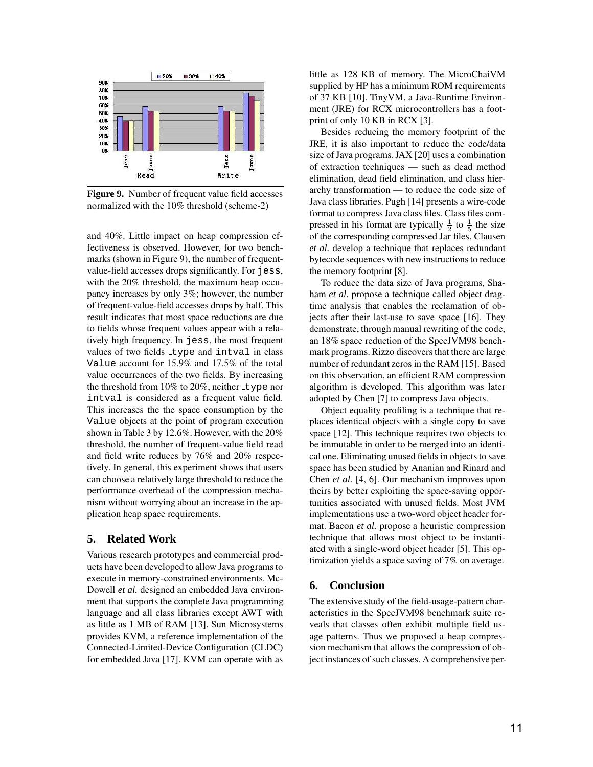**Figure 9.** Number of frequent value field accesses normalized with the 10% threshold (scheme-2)

and 40%. Little impact on heap compression effectiveness is observed. However, for two benchmarks (shown in Figure 9), the number of frequent-value-field accesses drops significantly. For `jess`, with the 20% threshold, the maximum heap occupancy increases by only 3%; however, the number of frequent-value-field accesses drops by half. This result indicates that most space reductions are due to fields whose frequent values appear with a relatively high frequency. In `jess`, the most frequent values of two fields `_type` and `intval` in class `Value` account for 15.9% and 17.5% of the total value occurrences of the two fields. By increasing the threshold from 10% to 20%, neither `_type` nor `intval` is considered as a frequent value field. This increases the the space consumption by the `Value` objects at the point of program execution shown in Table 3 by 12.6%. However, with the 20% threshold, the number of frequent-value field read and field write reduces by 76% and 20% respectively. In general, this experiment shows that users can choose a relatively large threshold to reduce the performance overhead of the compression mechanism without worrying about an increase in the application heap space requirements.

## 5. Related Work

Various research prototypes and commercial products have been developed to allow Java programs to execute in memory-constrained environments. McDowell *et al.* designed an embedded Java environment that supports the complete Java programming language and all class libraries except AWT with as little as 1 MB of RAM [13]. Sun Microsystems provides KVM, a reference implementation of the Connected-Limited-Device Configuration (CLDC) for embedded Java [17]. KVM can operate with as little as 128 KB of memory. The MicroChaiVM supplied by HP has a minimum ROM requirements of 37 KB [10]. TinyVM, a Java-Runtime Environment (JRE) for RCX microcontrollers has a footprint of only 10 KB in RCX [3].

Besides reducing the memory footprint of the JRE, it is also important to reduce the code/data size of Java programs. JAX [20] uses a combination of extraction techniques — such as dead method elimination, dead field elimination, and class hierarchy transformation — to reduce the code size of Java class libraries. Pugh [14] presents a wire-code format to compress Java class files. Class files compressed in his format are typically $\frac{1}{2}$ to $\frac{1}{5}$ the size of the corresponding compressed Jar files. Clausen *et al.* develop a technique that replaces redundant bytecode sequences with new instructions to reduce the memory footprint [8].

To reduce the data size of Java programs, Shaham *et al.* propose a technique called object drag-time analysis that enables the reclamation of objects after their last-use to save space [16]. They demonstrate, through manual rewriting of the code, an 18% space reduction of the SpecJVM98 benchmark programs. Rizzo discovers that there are large number of redundant zeros in the RAM [15]. Based on this observation, an efficient RAM compression algorithm is developed. This algorithm was later adopted by Chen [7] to compress Java objects.

Object equality profiling is a technique that replaces identical objects with a single copy to save space [12]. This technique requires two objects to be immutable in order to be merged into an identical one. Eliminating unused fields in objects to save space has been studied by Ananian and Rinard and Chen *et al.* [4, 6]. Our mechanism improves upon theirs by better exploiting the space-saving opportunities associated with unused fields. Most JVM implementations use a two-word object header format. Bacon *et al.* propose a heuristic compression technique that allows most object to be instantiated with a single-word object header [5]. This optimization yields a space saving of 7% on average.

## 6. Conclusion

The extensive study of the field-usage-pattern characteristics in the SpecJVM98 benchmark suite reveals that classes often exhibit multiple field usage patterns. Thus we proposed a heap compression mechanism that allows the compression of object instances of such classes. A comprehensive per-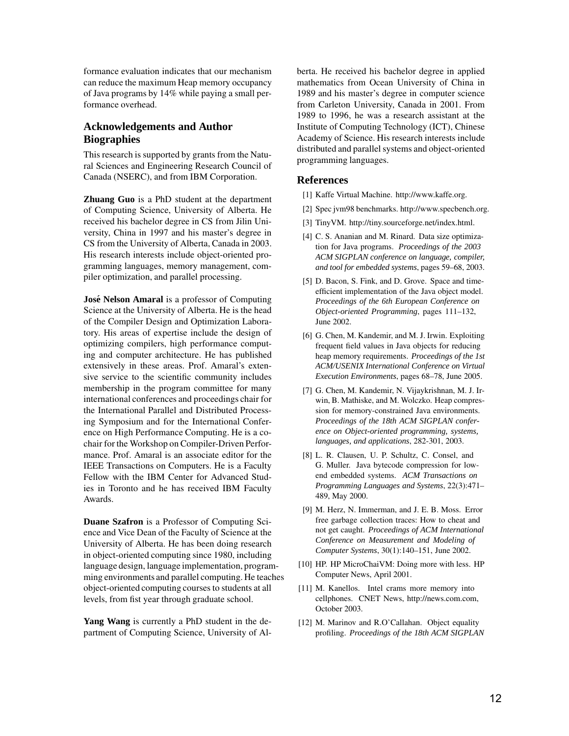formance evaluation indicates that our mechanism can reduce the maximum Heap memory occupancy of Java programs by 14% while paying a small performance overhead.

## Acknowledgements and Author Biographies

This research is supported by grants from the Natural Sciences and Engineering Research Council of Canada (NSERC), and from IBM Corporation.

**Zhuang Guo** is a PhD student at the department of Computing Science, University of Alberta. He received his bachelor degree in CS from Jilin University, China in 1997 and his master's degree in CS from the University of Alberta, Canada in 2003. His research interests include object-oriented programming languages, memory management, compiler optimization, and parallel processing.

**José Nelson Amaral** is a professor of Computing Science at the University of Alberta. He is the head of the Compiler Design and Optimization Laboratory. His areas of expertise include the design of optimizing compilers, high performance computing and computer architecture. He has published extensively in these areas. Prof. Amaral's extensive service to the scientific community includes membership in the program committee for many international conferences and proceedings chair for the International Parallel and Distributed Processing Symposium and for the International Conference on High Performance Computing. He is a co-chair for the Workshop on Compiler-Driven Performance. Prof. Amaral is an associate editor for the IEEE Transactions on Computers. He is a Faculty Fellow with the IBM Center for Advanced Studies in Toronto and he has received IBM Faculty Awards.

**Duane Szafron** is a Professor of Computing Science and Vice Dean of the Faculty of Science at the University of Alberta. He has been doing research in object-oriented computing since 1980, including language design, language implementation, programming environments and parallel computing. He teaches object-oriented computing courses to students at all levels, from fist year through graduate school.

**Yang Wang** is currently a PhD student in the department of Computing Science, University of Alberta. He received his bachelor degree in applied mathematics from Ocean University of China in 1989 and his master's degree in computer science from Carleton University, Canada in 2001. From 1989 to 1996, he was a research assistant at the Institute of Computing Technology (ICT), Chinese Academy of Science. His research interests include distributed and parallel systems and object-oriented programming languages.

## References

[1] Kaffe Virtual Machine. http://www.kaffe.org.

[2] Spec jvm98 benchmarks. http://www.specbench.org.

[3] TinyVM. http://tiny.sourceforge.net/index.html.

[4] C. S. Ananian and M. Rinard. Data size optimization for Java programs. *Proceedings of the 2003 ACM SIGPLAN conference on language, compiler, and tool for embedded systems*, pages 59–68, 2003.

[5] D. Bacon, S. Fink, and D. Grove. Space and time-efficient implementation of the Java object model. *Proceedings of the 6th European Conference on Object-oriented Programming*, pages 111–132, June 2002.

[6] G. Chen, M. Kandemir, and M. J. Irwin. Exploiting frequent field values in Java objects for reducing heap memory requirements. *Proceedings of the 1st ACM/USENIX International Conference on Virtual Execution Environments*, pages 68–78, June 2005.

[7] G. Chen, M. Kandemir, N. Vijaykrishnan, M. J. Irwin, B. Mathiske, and M. Wolczko. Heap compression for memory-constrained Java environments. *Proceedings of the 18th ACM SIGPLAN conference on Object-oriented programming, systems, languages, and applications*, 282-301, 2003.

[8] L. R. Clausen, U. P. Schultz, C. Consel, and G. Muller. Java bytecode compression for low-end embedded systems. *ACM Transactions on Programming Languages and Systems*, 22(3):471–489, May 2000.

[9] M. Herz, N. Immerman, and J. E. B. Moss. Error free garbage collection traces: How to cheat and not get caught. *Proceedings of ACM International Conference on Measurement and Modeling of Computer Systems*, 30(1):140–151, June 2002.

[10] HP. HP MicroChaiVM: Doing more with less. HP Computer News, April 2001.

[11] M. Kanellos. Intel crams more memory into cellphones. CNET News, http://news.com.com, October 2003.

[12] M. Marinov and R.O'Callahan. Object equality profiling. *Proceedings of the 18th ACM SIGPLAN*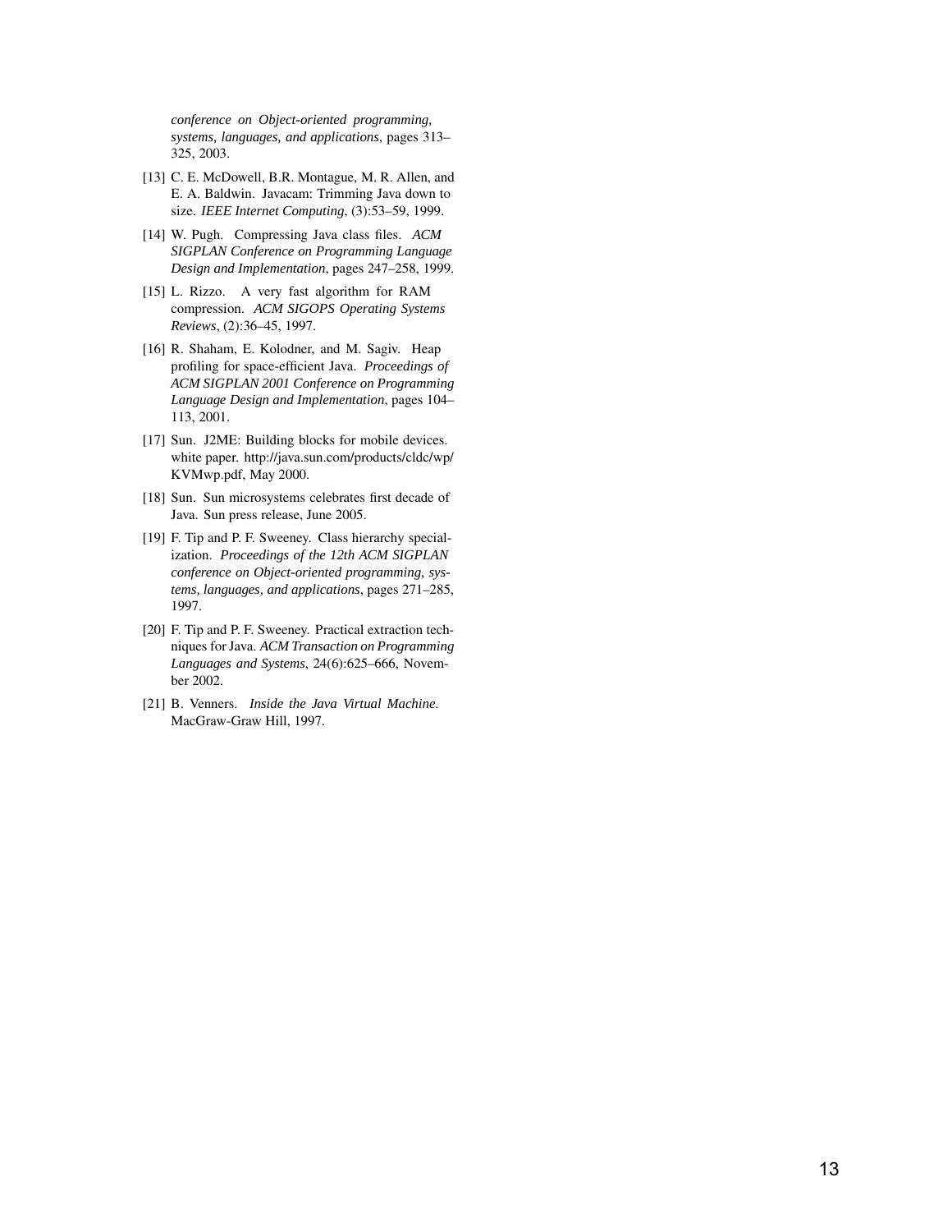*conference on Object-oriented programming, systems, languages, and applications*, pages 313–325, 2003.

[13] C. E. McDowell, B.R. Montague, M. R. Allen, and E. A. Baldwin. Javacam: Trimming Java down to size. *IEEE Internet Computing*, (3):53–59, 1999.

[14] W. Pugh. Compressing Java class files. *ACM SIGPLAN Conference on Programming Language Design and Implementation*, pages 247–258, 1999.

[15] L. Rizzo. A very fast algorithm for RAM compression. *ACM SIGOPS Operating Systems Reviews*, (2):36–45, 1997.

[16] R. Shaham, E. Kolodner, and M. Sagiv. Heap profiling for space-efficient Java. *Proceedings of ACM SIGPLAN 2001 Conference on Programming Language Design and Implementation*, pages 104–113, 2001.

[17] Sun. J2ME: Building blocks for mobile devices. white paper. http://java.sun.com/products/cldc/wp/KVMwp.pdf, May 2000.

[18] Sun. Sun microsystems celebrates first decade of Java. Sun press release, June 2005.

[19] F. Tip and P. F. Sweeney. Class hierarchy specialization. *Proceedings of the 12th ACM SIGPLAN conference on Object-oriented programming, systems, languages, and applications*, pages 271–285, 1997.

[20] F. Tip and P. F. Sweeney. Practical extraction techniques for Java. *ACM Transaction on Programming Languages and Systems*, 24(6):625–666, November 2002.

[21] B. Venners. *Inside the Java Virtual Machine*. MacGraw-Graw Hill, 1997.